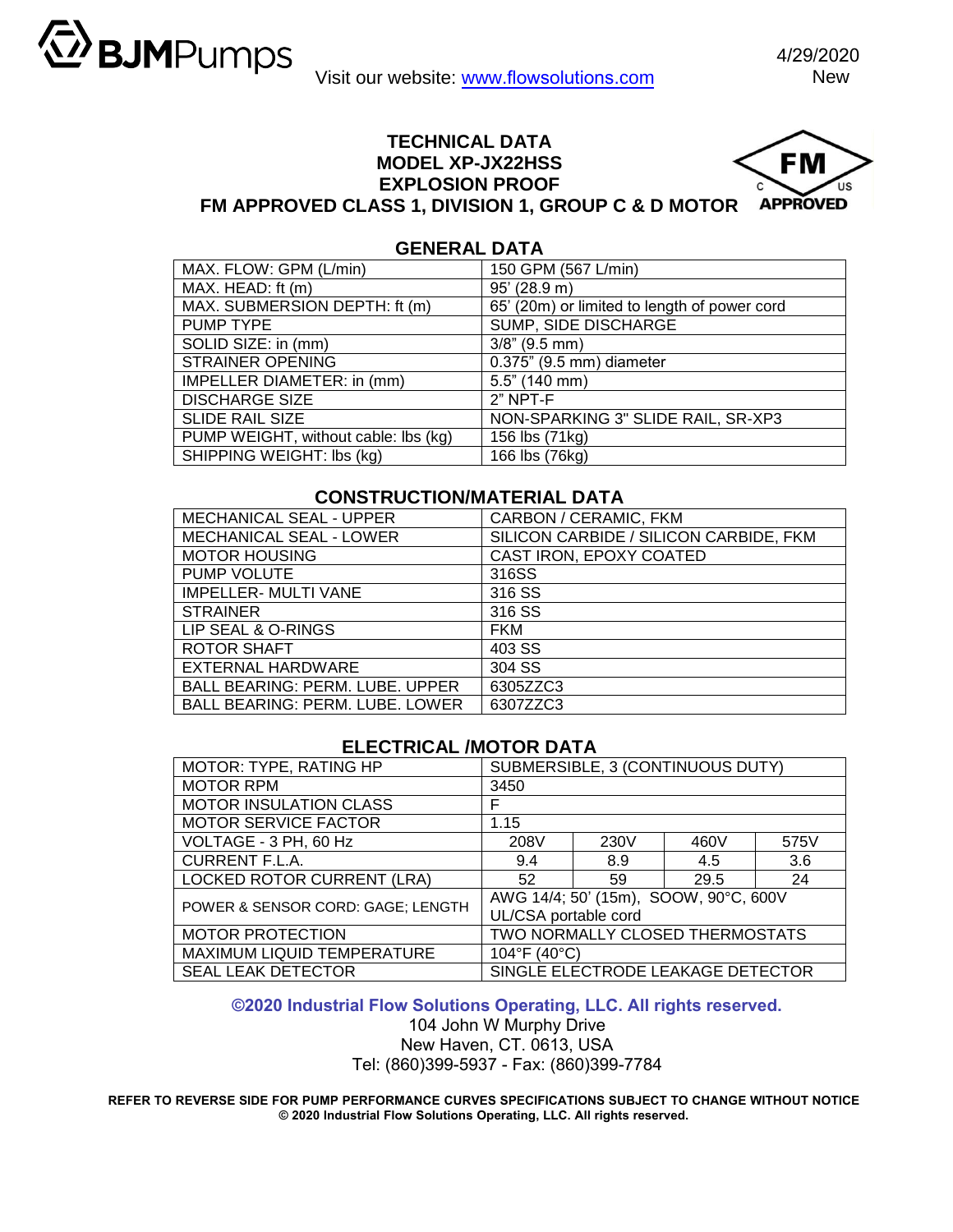BJMPumps

Visit our website: www.flowsolutions.com

4/29/2020
New

# TECHNICAL DATA
# MODEL XP-JX22HSS
# EXPLOSION PROOF
# FM APPROVED CLASS 1, DIVISION 1, GROUP C & D MOTOR

FM C US APPROVED

## GENERAL DATA

| | |
|---|---|
| MAX. FLOW: GPM (L/min) | 150 GPM (567 L/min) |
| MAX. HEAD: ft (m) | 95' (28.9 m) |
| MAX. SUBMERSION DEPTH: ft (m) | 65' (20m) or limited to length of power cord |
| PUMP TYPE | SUMP, SIDE DISCHARGE |
| SOLID SIZE: in (mm) | 3/8" (9.5 mm) |
| STRAINER OPENING | 0.375" (9.5 mm) diameter |
| IMPELLER DIAMETER: in (mm) | 5.5" (140 mm) |
| DISCHARGE SIZE | 2" NPT-F |
| SLIDE RAIL SIZE | NON-SPARKING 3" SLIDE RAIL, SR-XP3 |
| PUMP WEIGHT, without cable: lbs (kg) | 156 lbs (71kg) |
| SHIPPING WEIGHT: lbs (kg) | 166 lbs (76kg) |

## CONSTRUCTION/MATERIAL DATA

| | |
|---|---|
| MECHANICAL SEAL - UPPER | CARBON / CERAMIC, FKM |
| MECHANICAL SEAL - LOWER | SILICON CARBIDE / SILICON CARBIDE, FKM |
| MOTOR HOUSING | CAST IRON, EPOXY COATED |
| PUMP VOLUTE | 316SS |
| IMPELLER- MULTI VANE | 316 SS |
| STRAINER | 316 SS |
| LIP SEAL & O-RINGS | FKM |
| ROTOR SHAFT | 403 SS |
| EXTERNAL HARDWARE | 304 SS |
| BALL BEARING: PERM. LUBE. UPPER | 6305ZZC3 |
| BALL BEARING: PERM. LUBE. LOWER | 6307ZZC3 |

## ELECTRICAL /MOTOR DATA

| | | | | |
|---|---|---|---|---|
| MOTOR: TYPE, RATING HP | SUBMERSIBLE, 3 (CONTINUOUS DUTY) | | | |
| MOTOR RPM | 3450 | | | |
| MOTOR INSULATION CLASS | F | | | |
| MOTOR SERVICE FACTOR | 1.15 | | | |
| VOLTAGE - 3 PH, 60 Hz | 208V | 230V | 460V | 575V |
| CURRENT F.L.A. | 9.4 | 8.9 | 4.5 | 3.6 |
| LOCKED ROTOR CURRENT (LRA) | 52 | 59 | 29.5 | 24 |
| POWER & SENSOR CORD: GAGE; LENGTH | AWG 14/4; 50' (15m), SOOW, 90°C, 600V UL/CSA portable cord | | | |
| MOTOR PROTECTION | TWO NORMALLY CLOSED THERMOSTATS | | | |
| MAXIMUM LIQUID TEMPERATURE | 104°F (40°C) | | | |
| SEAL LEAK DETECTOR | SINGLE ELECTRODE LEAKAGE DETECTOR | | | |

**©2020 Industrial Flow Solutions Operating, LLC. All rights reserved.**
104 John W Murphy Drive
New Haven, CT. 0613, USA
Tel: (860)399-5937 - Fax: (860)399-7784

**REFER TO REVERSE SIDE FOR PUMP PERFORMANCE CURVES SPECIFICATIONS SUBJECT TO CHANGE WITHOUT NOTICE**
**© 2020 Industrial Flow Solutions Operating, LLC. All rights reserved.**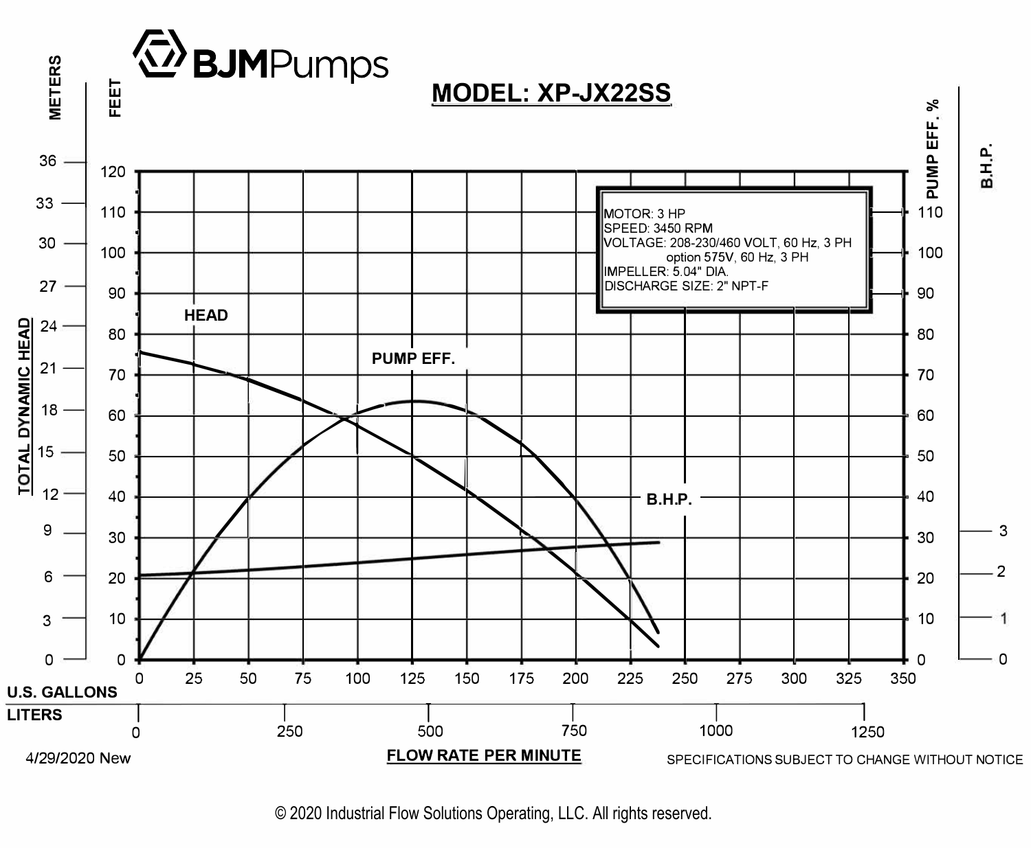BJMPumps

# MODEL: XP-JX22SS

MOTOR: 3 HP
SPEED: 3450 RPM
VOLTAGE: 208-230/460 VOLT, 60 Hz, 3 PH
option 575V, 60 Hz, 3 PH
IMPELLER: 5.04" DIA.
DISCHARGE SIZE: 2" NPT-F

METERS
FEET
TOTAL DYNAMIC HEAD
PUMP EFF. %
B.H.P.

HEAD
PUMP EFF.
B.H.P.

METERS: 0, 3, 6, 9, 12, 15, 18, 21, 24, 27, 30, 33, 36
FEET: 0, 10, 20, 30, 40, 50, 60, 70, 80, 90, 100, 110, 120
PUMP EFF. %: 0, 10, 20, 30, 40, 50, 60, 70, 80, 90, 100, 110
B.H.P.: 0, 1, 2, 3

U.S. GALLONS: 0, 25, 50, 75, 100, 125, 150, 175, 200, 225, 250, 275, 300, 325, 350
LITERS: 0, 250, 500, 750, 1000, 1250

**FLOW RATE PER MINUTE**

4/29/2020 New

SPECIFICATIONS SUBJECT TO CHANGE WITHOUT NOTICE

© 2020 Industrial Flow Solutions Operating, LLC. All rights reserved.